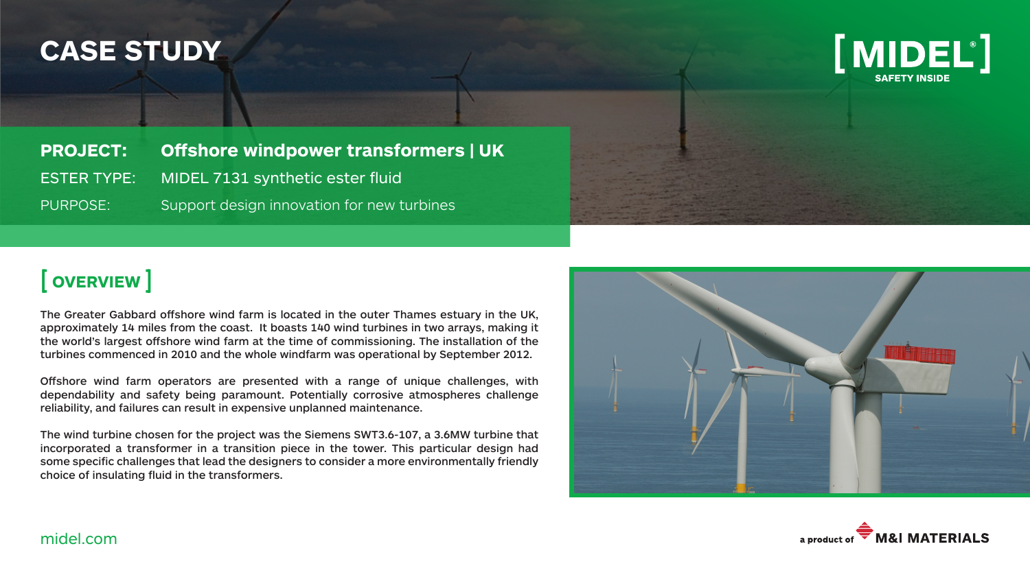# CASE STUDY

[MIDEL®]
SAFETY INSIDE

**PROJECT:** **Offshore windpower transformers | UK**

ESTER TYPE: MIDEL 7131 synthetic ester fluid

PURPOSE: Support design innovation for new turbines

## [ OVERVIEW ]

The Greater Gabbard offshore wind farm is located in the outer Thames estuary in the UK, approximately 14 miles from the coast. It boasts 140 wind turbines in two arrays, making it the world's largest offshore wind farm at the time of commissioning. The installation of the turbines commenced in 2010 and the whole windfarm was operational by September 2012.

Offshore wind farm operators are presented with a range of unique challenges, with dependability and safety being paramount. Potentially corrosive atmospheres challenge reliability, and failures can result in expensive unplanned maintenance.

The wind turbine chosen for the project was the Siemens SWT3.6-107, a 3.6MW turbine that incorporated a transformer in a transition piece in the tower. This particular design had some specific challenges that lead the designers to consider a more environmentally friendly choice of insulating fluid in the transformers.

midel.com

a product of M&I MATERIALS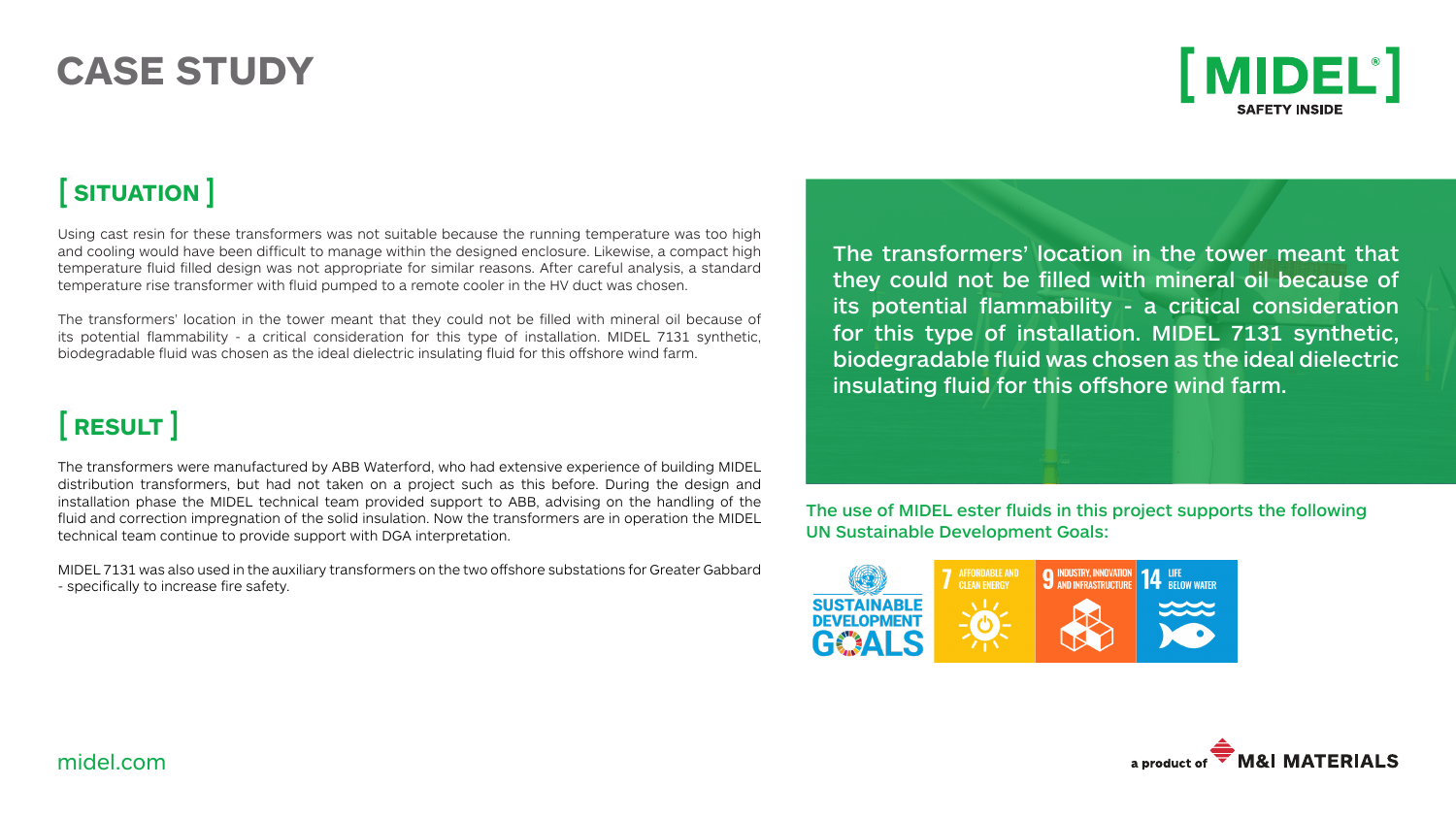# CASE STUDY

[MIDEL®]
SAFETY INSIDE

## [ SITUATION ]

Using cast resin for these transformers was not suitable because the running temperature was too high and cooling would have been difficult to manage within the designed enclosure. Likewise, a compact high temperature fluid filled design was not appropriate for similar reasons. After careful analysis, a standard temperature rise transformer with fluid pumped to a remote cooler in the HV duct was chosen.

The transformers' location in the tower meant that they could not be filled with mineral oil because of its potential flammability - a critical consideration for this type of installation. MIDEL 7131 synthetic, biodegradable fluid was chosen as the ideal dielectric insulating fluid for this offshore wind farm.

## [ RESULT ]

The transformers were manufactured by ABB Waterford, who had extensive experience of building MIDEL distribution transformers, but had not taken on a project such as this before. During the design and installation phase the MIDEL technical team provided support to ABB, advising on the handling of the fluid and correction impregnation of the solid insulation. Now the transformers are in operation the MIDEL technical team continue to provide support with DGA interpretation.

MIDEL 7131 was also used in the auxiliary transformers on the two offshore substations for Greater Gabbard - specifically to increase fire safety.

The transformers' location in the tower meant that they could not be filled with mineral oil because of its potential flammability - a critical consideration for this type of installation. MIDEL 7131 synthetic, biodegradable fluid was chosen as the ideal dielectric insulating fluid for this offshore wind farm.

The use of MIDEL ester fluids in this project supports the following UN Sustainable Development Goals:

SUSTAINABLE DEVELOPMENT GOALS

7 AFFORDABLE AND CLEAN ENERGY

9 INDUSTRY, INNOVATION AND INFRASTRUCTURE

14 LIFE BELOW WATER

midel.com

a product of M&I MATERIALS